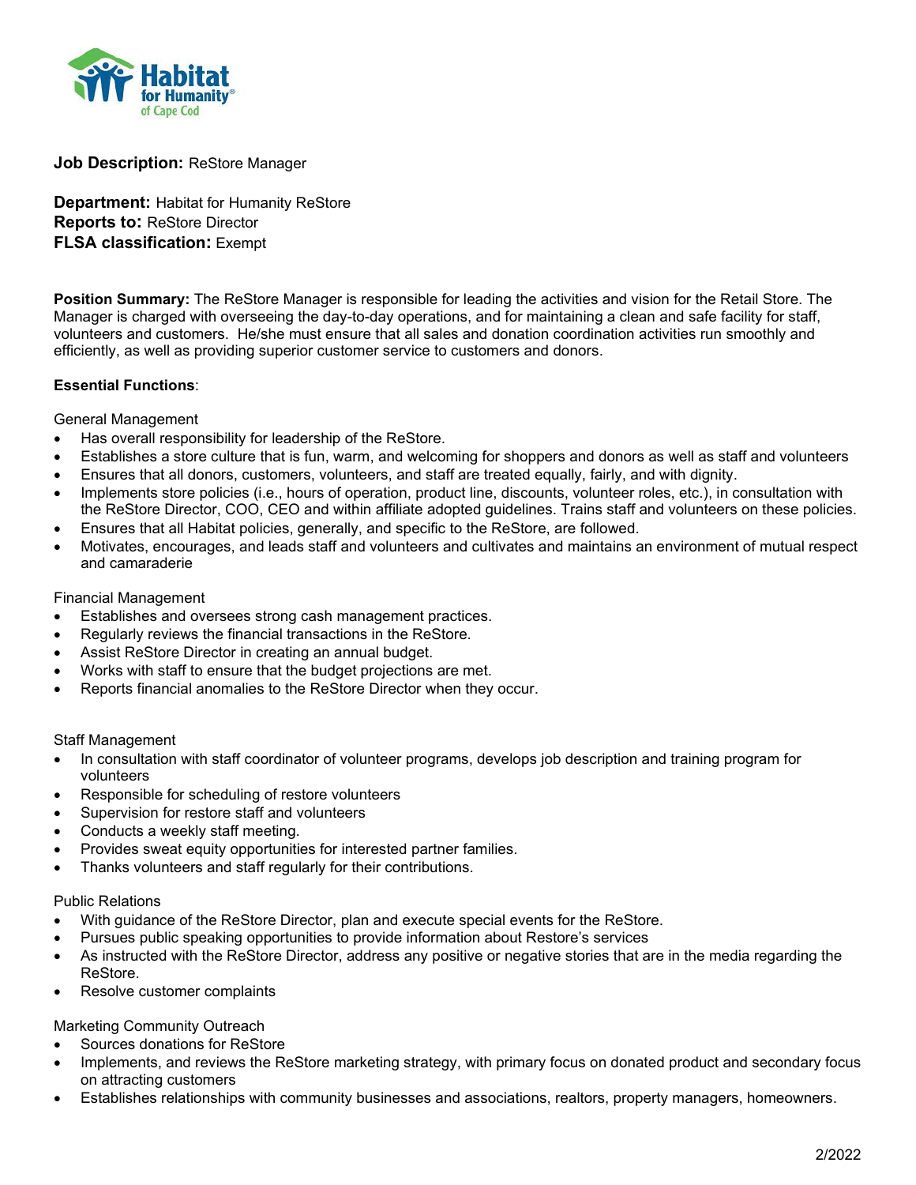**Job Description:** ReStore Manager

**Department:** Habitat for Humanity ReStore
**Reports to:** ReStore Director
**FLSA classification:** Exempt

**Position Summary:** The ReStore Manager is responsible for leading the activities and vision for the Retail Store. The Manager is charged with overseeing the day-to-day operations, and for maintaining a clean and safe facility for staff, volunteers and customers. He/she must ensure that all sales and donation coordination activities run smoothly and efficiently, as well as providing superior customer service to customers and donors.

**Essential Functions**:

General Management

- Has overall responsibility for leadership of the ReStore.
- Establishes a store culture that is fun, warm, and welcoming for shoppers and donors as well as staff and volunteers
- Ensures that all donors, customers, volunteers, and staff are treated equally, fairly, and with dignity.
- Implements store policies (i.e., hours of operation, product line, discounts, volunteer roles, etc.), in consultation with the ReStore Director, COO, CEO and within affiliate adopted guidelines. Trains staff and volunteers on these policies.
- Ensures that all Habitat policies, generally, and specific to the ReStore, are followed.
- Motivates, encourages, and leads staff and volunteers and cultivates and maintains an environment of mutual respect and camaraderie

Financial Management

- Establishes and oversees strong cash management practices.
- Regularly reviews the financial transactions in the ReStore.
- Assist ReStore Director in creating an annual budget.
- Works with staff to ensure that the budget projections are met.
- Reports financial anomalies to the ReStore Director when they occur.

Staff Management

- In consultation with staff coordinator of volunteer programs, develops job description and training program for volunteers
- Responsible for scheduling of restore volunteers
- Supervision for restore staff and volunteers
- Conducts a weekly staff meeting.
- Provides sweat equity opportunities for interested partner families.
- Thanks volunteers and staff regularly for their contributions.

Public Relations

- With guidance of the ReStore Director, plan and execute special events for the ReStore.
- Pursues public speaking opportunities to provide information about Restore's services
- As instructed with the ReStore Director, address any positive or negative stories that are in the media regarding the ReStore.
- Resolve customer complaints

Marketing Community Outreach

- Sources donations for ReStore
- Implements, and reviews the ReStore marketing strategy, with primary focus on donated product and secondary focus on attracting customers
- Establishes relationships with community businesses and associations, realtors, property managers, homeowners.

2/2022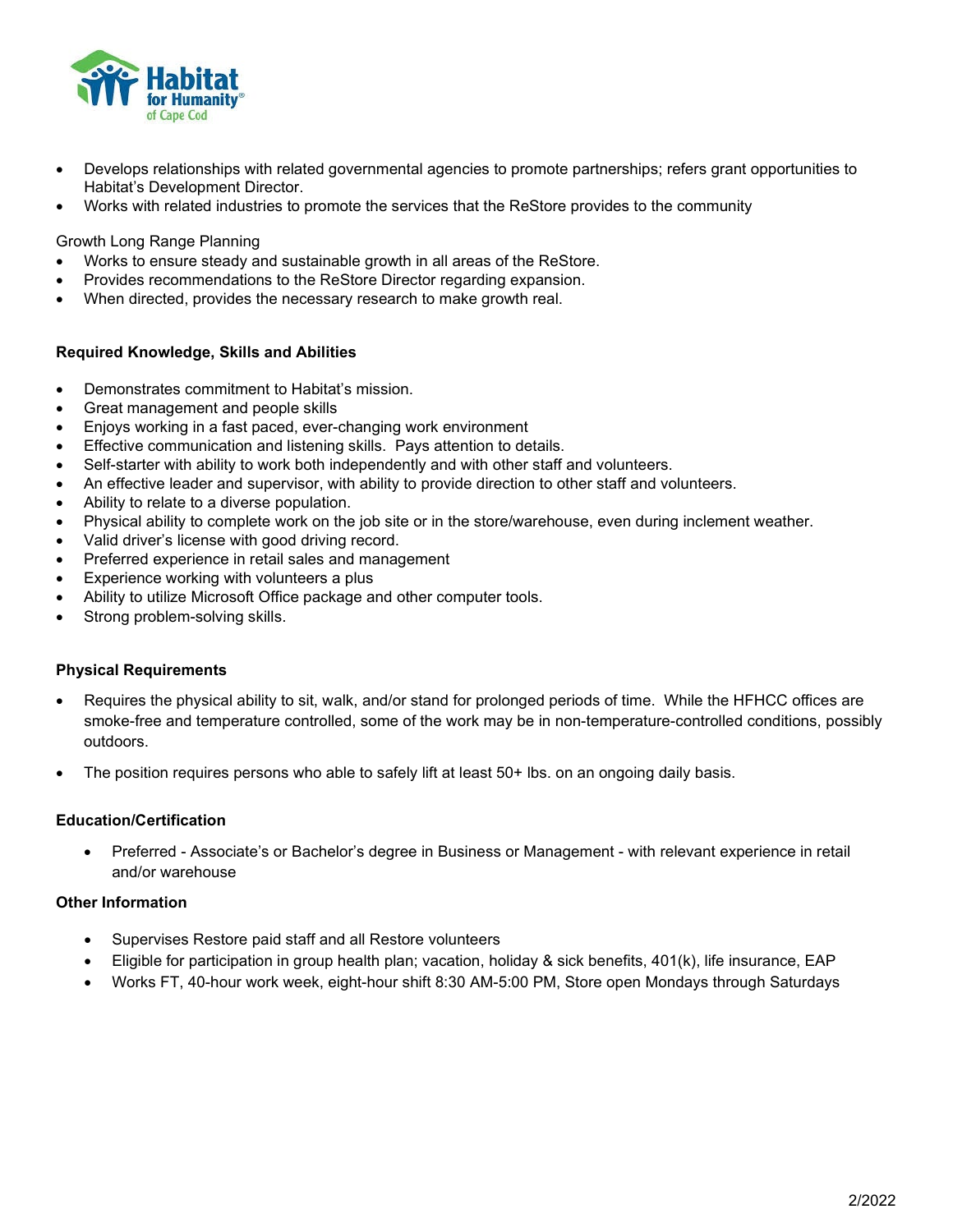- Develops relationships with related governmental agencies to promote partnerships; refers grant opportunities to Habitat's Development Director.
- Works with related industries to promote the services that the ReStore provides to the community

Growth Long Range Planning

- Works to ensure steady and sustainable growth in all areas of the ReStore.
- Provides recommendations to the ReStore Director regarding expansion.
- When directed, provides the necessary research to make growth real.

**Required Knowledge, Skills and Abilities**

- Demonstrates commitment to Habitat's mission.
- Great management and people skills
- Enjoys working in a fast paced, ever-changing work environment
- Effective communication and listening skills. Pays attention to details.
- Self-starter with ability to work both independently and with other staff and volunteers.
- An effective leader and supervisor, with ability to provide direction to other staff and volunteers.
- Ability to relate to a diverse population.
- Physical ability to complete work on the job site or in the store/warehouse, even during inclement weather.
- Valid driver's license with good driving record.
- Preferred experience in retail sales and management
- Experience working with volunteers a plus
- Ability to utilize Microsoft Office package and other computer tools.
- Strong problem-solving skills.

**Physical Requirements**

- Requires the physical ability to sit, walk, and/or stand for prolonged periods of time. While the HFHCC offices are smoke-free and temperature controlled, some of the work may be in non-temperature-controlled conditions, possibly outdoors.
- The position requires persons who able to safely lift at least 50+ lbs. on an ongoing daily basis.

**Education/Certification**

- Preferred - Associate's or Bachelor's degree in Business or Management - with relevant experience in retail and/or warehouse

**Other Information**

- Supervises Restore paid staff and all Restore volunteers
- Eligible for participation in group health plan; vacation, holiday & sick benefits, 401(k), life insurance, EAP
- Works FT, 40-hour work week, eight-hour shift 8:30 AM-5:00 PM, Store open Mondays through Saturdays

2/2022